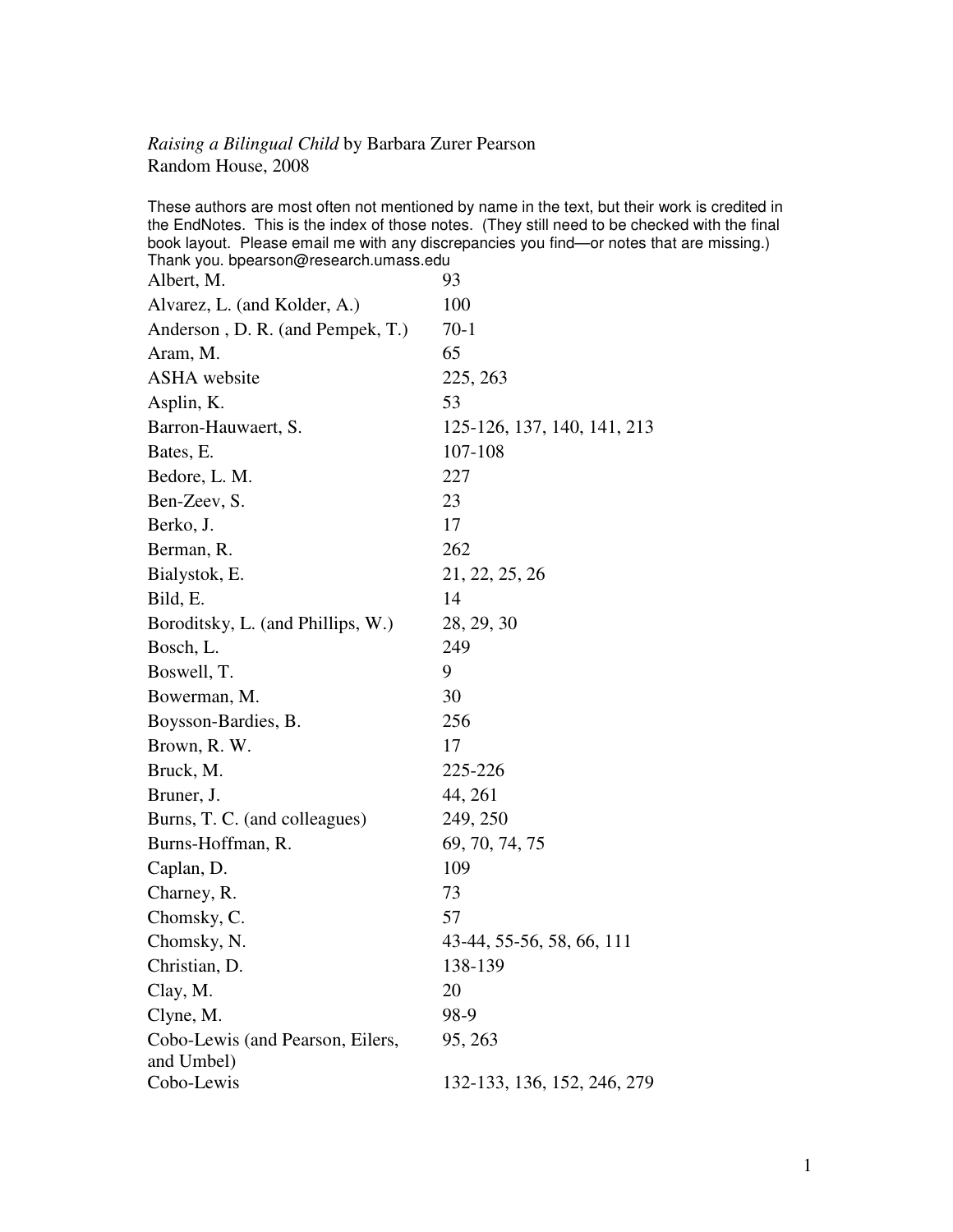*Raising a Bilingual Child* by Barbara Zurer Pearson
Random House, 2008

These authors are most often not mentioned by name in the text, but their work is credited in the EndNotes. This is the index of those notes. (They still need to be checked with the final book layout. Please email me with any discrepancies you find—or notes that are missing.) Thank you. bpearson@research.umass.edu

| | |
|---|---|
| Albert, M. | 93 |
| Alvarez, L. (and Kolder, A.) | 100 |
| Anderson , D. R. (and Pempek, T.) | 70-1 |
| Aram, M. | 65 |
| ASHA website | 225, 263 |
| Asplin, K. | 53 |
| Barron-Hauwaert, S. | 125-126, 137, 140, 141, 213 |
| Bates, E. | 107-108 |
| Bedore, L. M. | 227 |
| Ben-Zeev, S. | 23 |
| Berko, J. | 17 |
| Berman, R. | 262 |
| Bialystok, E. | 21, 22, 25, 26 |
| Bild, E. | 14 |
| Boroditsky, L. (and Phillips, W.) | 28, 29, 30 |
| Bosch, L. | 249 |
| Boswell, T. | 9 |
| Bowerman, M. | 30 |
| Boysson-Bardies, B. | 256 |
| Brown, R. W. | 17 |
| Bruck, M. | 225-226 |
| Bruner, J. | 44, 261 |
| Burns, T. C. (and colleagues) | 249, 250 |
| Burns-Hoffman, R. | 69, 70, 74, 75 |
| Caplan, D. | 109 |
| Charney, R. | 73 |
| Chomsky, C. | 57 |
| Chomsky, N. | 43-44, 55-56, 58, 66, 111 |
| Christian, D. | 138-139 |
| Clay, M. | 20 |
| Clyne, M. | 98-9 |
| Cobo-Lewis (and Pearson, Eilers, and Umbel) | 95, 263 |
| Cobo-Lewis | 132-133, 136, 152, 246, 279 |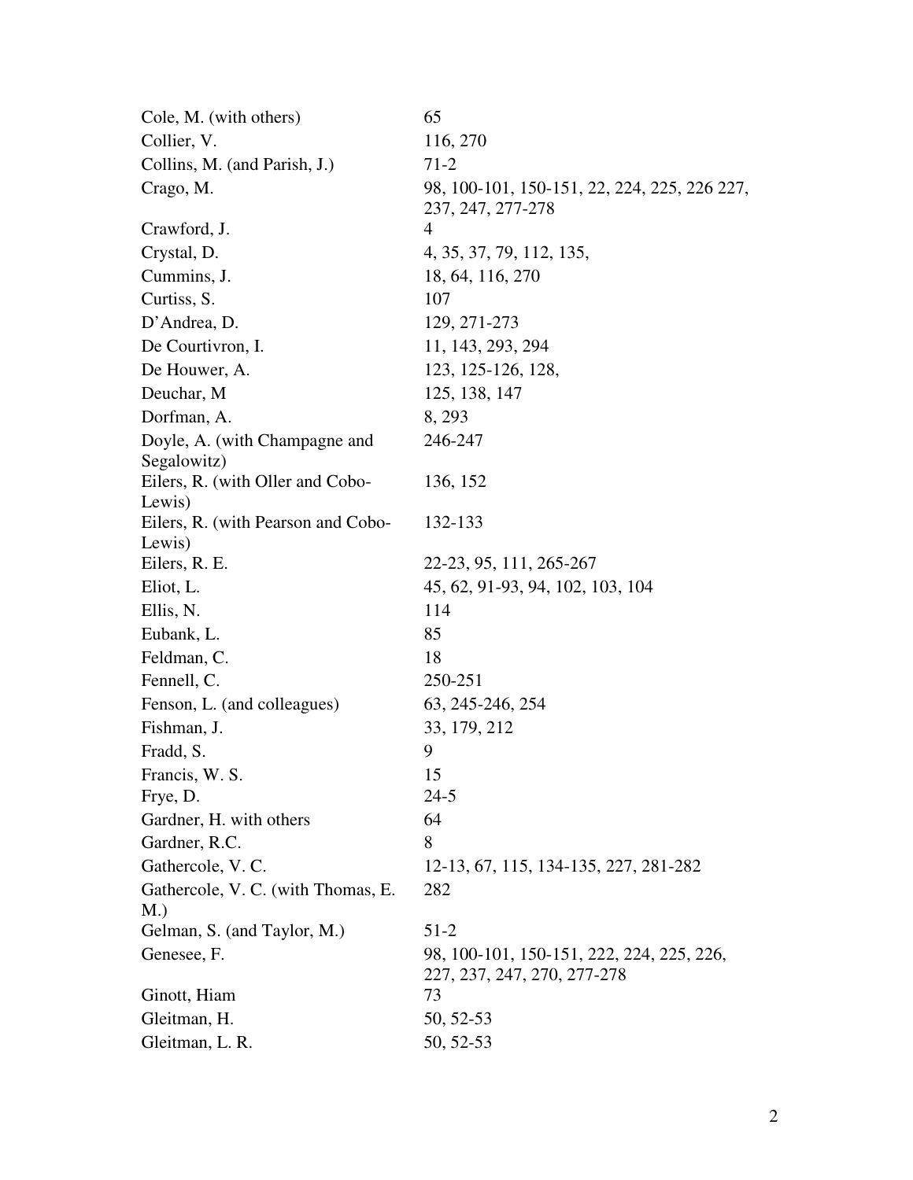| | |
|---|---|
| Cole, M. (with others) | 65 |
| Collier, V. | 116, 270 |
| Collins, M. (and Parish, J.) | 71-2 |
| Crago, M. | 98, 100-101, 150-151, 22, 224, 225, 226 227, 237, 247, 277-278 |
| Crawford, J. | 4 |
| Crystal, D. | 4, 35, 37, 79, 112, 135, |
| Cummins, J. | 18, 64, 116, 270 |
| Curtiss, S. | 107 |
| D'Andrea, D. | 129, 271-273 |
| De Courtivron, I. | 11, 143, 293, 294 |
| De Houwer, A. | 123, 125-126, 128, |
| Deuchar, M | 125, 138, 147 |
| Dorfman, A. | 8, 293 |
| Doyle, A. (with Champagne and Segalowitz) | 246-247 |
| Eilers, R. (with Oller and Cobo-Lewis) | 136, 152 |
| Eilers, R. (with Pearson and Cobo-Lewis) | 132-133 |
| Eilers, R. E. | 22-23, 95, 111, 265-267 |
| Eliot, L. | 45, 62, 91-93, 94, 102, 103, 104 |
| Ellis, N. | 114 |
| Eubank, L. | 85 |
| Feldman, C. | 18 |
| Fennell, C. | 250-251 |
| Fenson, L. (and colleagues) | 63, 245-246, 254 |
| Fishman, J. | 33, 179, 212 |
| Fradd, S. | 9 |
| Francis, W. S. | 15 |
| Frye, D. | 24-5 |
| Gardner, H. with others | 64 |
| Gardner, R.C. | 8 |
| Gathercole, V. C. | 12-13, 67, 115, 134-135, 227, 281-282 |
| Gathercole, V. C. (with Thomas, E. M.) | 282 |
| Gelman, S. (and Taylor, M.) | 51-2 |
| Genesee, F. | 98, 100-101, 150-151, 222, 224, 225, 226, 227, 237, 247, 270, 277-278 |
| Ginott, Hiam | 73 |
| Gleitman, H. | 50, 52-53 |
| Gleitman, L. R. | 50, 52-53 |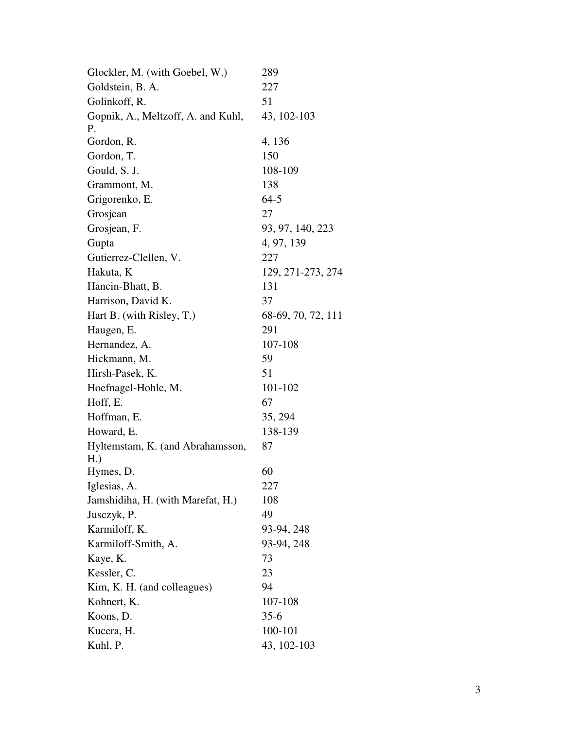| | |
|---|---|
| Glockler, M. (with Goebel, W.) | 289 |
| Goldstein, B. A. | 227 |
| Golinkoff, R. | 51 |
| Gopnik, A., Meltzoff, A. and Kuhl, P. | 43, 102-103 |
| Gordon, R. | 4, 136 |
| Gordon, T. | 150 |
| Gould, S. J. | 108-109 |
| Grammont, M. | 138 |
| Grigorenko, E. | 64-5 |
| Grosjean | 27 |
| Grosjean, F. | 93, 97, 140, 223 |
| Gupta | 4, 97, 139 |
| Gutierrez-Clellen, V. | 227 |
| Hakuta, K | 129, 271-273, 274 |
| Hancin-Bhatt, B. | 131 |
| Harrison, David K. | 37 |
| Hart B. (with Risley, T.) | 68-69, 70, 72, 111 |
| Haugen, E. | 291 |
| Hernandez, A. | 107-108 |
| Hickmann, M. | 59 |
| Hirsh-Pasek, K. | 51 |
| Hoefnagel-Hohle, M. | 101-102 |
| Hoff, E. | 67 |
| Hoffman, E. | 35, 294 |
| Howard, E. | 138-139 |
| Hyltemstam, K. (and Abrahamsson, H.) | 87 |
| Hymes, D. | 60 |
| Iglesias, A. | 227 |
| Jamshidiha, H. (with Marefat, H.) | 108 |
| Jusczyk, P. | 49 |
| Karmiloff, K. | 93-94, 248 |
| Karmiloff-Smith, A. | 93-94, 248 |
| Kaye, K. | 73 |
| Kessler, C. | 23 |
| Kim, K. H. (and colleagues) | 94 |
| Kohnert, K. | 107-108 |
| Koons, D. | 35-6 |
| Kucera, H. | 100-101 |
| Kuhl, P. | 43, 102-103 |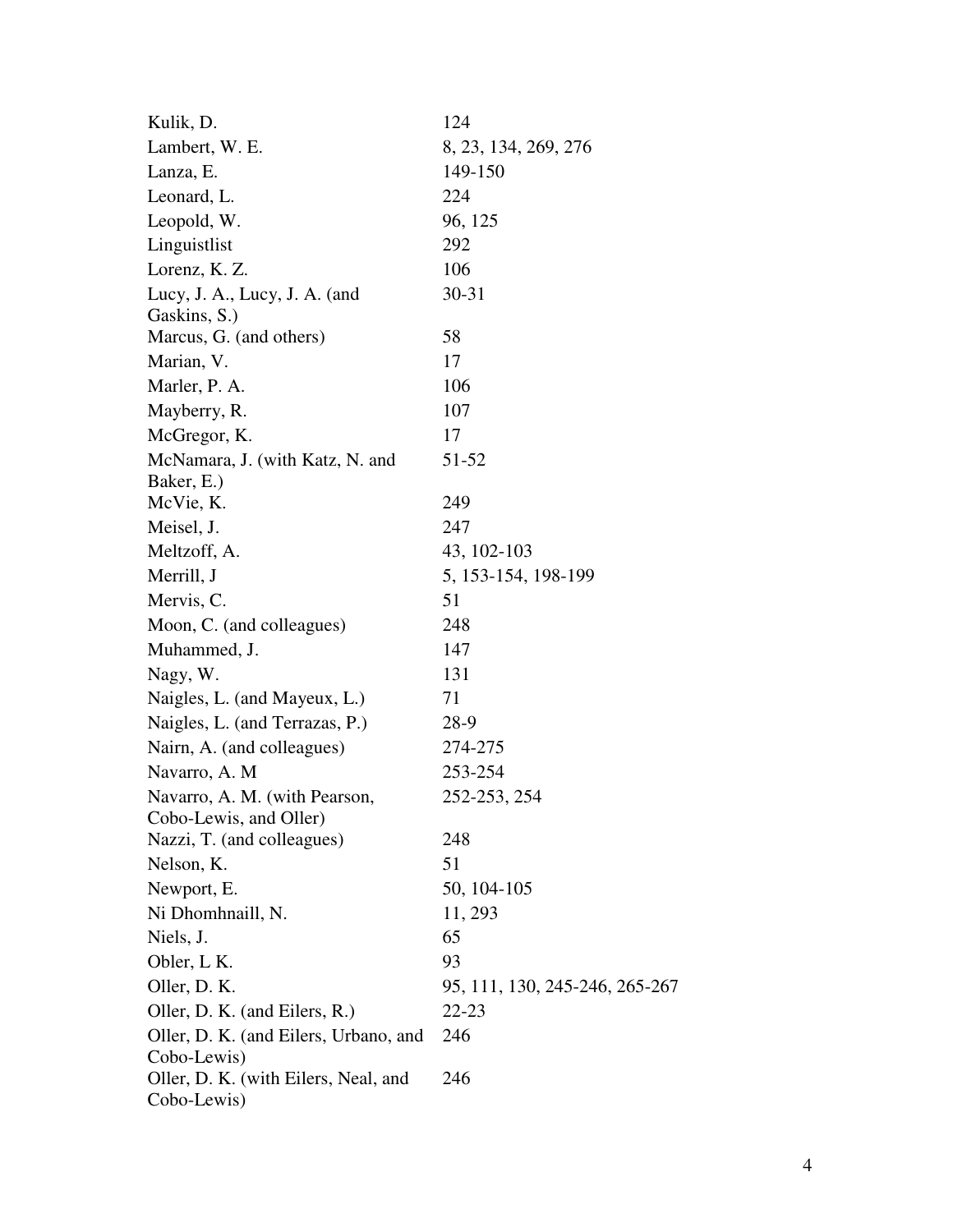| | |
|---|---|
| Kulik, D. | 124 |
| Lambert, W. E. | 8, 23, 134, 269, 276 |
| Lanza, E. | 149-150 |
| Leonard, L. | 224 |
| Leopold, W. | 96, 125 |
| Linguistlist | 292 |
| Lorenz, K. Z. | 106 |
| Lucy, J. A., Lucy, J. A. (and Gaskins, S.) | 30-31 |
| Marcus, G. (and others) | 58 |
| Marian, V. | 17 |
| Marler, P. A. | 106 |
| Mayberry, R. | 107 |
| McGregor, K. | 17 |
| McNamara, J. (with Katz, N. and Baker, E.) | 51-52 |
| McVie, K. | 249 |
| Meisel, J. | 247 |
| Meltzoff, A. | 43, 102-103 |
| Merrill, J | 5, 153-154, 198-199 |
| Mervis, C. | 51 |
| Moon, C. (and colleagues) | 248 |
| Muhammed, J. | 147 |
| Nagy, W. | 131 |
| Naigles, L. (and Mayeux, L.) | 71 |
| Naigles, L. (and Terrazas, P.) | 28-9 |
| Nairn, A. (and colleagues) | 274-275 |
| Navarro, A. M | 253-254 |
| Navarro, A. M. (with Pearson, Cobo-Lewis, and Oller) | 252-253, 254 |
| Nazzi, T. (and colleagues) | 248 |
| Nelson, K. | 51 |
| Newport, E. | 50, 104-105 |
| Ni Dhomhnaill, N. | 11, 293 |
| Niels, J. | 65 |
| Obler, L K. | 93 |
| Oller, D. K. | 95, 111, 130, 245-246, 265-267 |
| Oller, D. K. (and Eilers, R.) | 22-23 |
| Oller, D. K. (and Eilers, Urbano, and Cobo-Lewis) | 246 |
| Oller, D. K. (with Eilers, Neal, and Cobo-Lewis) | 246 |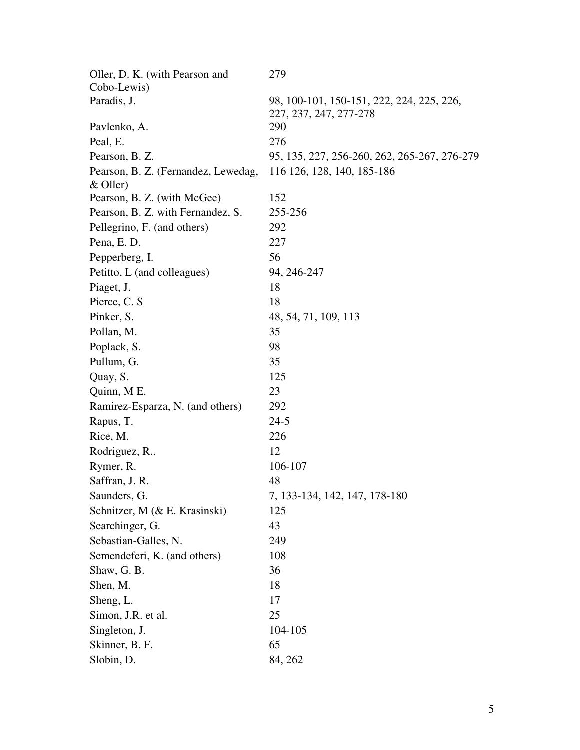| | |
|---|---|
| Oller, D. K. (with Pearson and Cobo-Lewis) | 279 |
| Paradis, J. | 98, 100-101, 150-151, 222, 224, 225, 226, 227, 237, 247, 277-278 |
| Pavlenko, A. | 290 |
| Peal, E. | 276 |
| Pearson, B. Z. | 95, 135, 227, 256-260, 262, 265-267, 276-279 |
| Pearson, B. Z. (Fernandez, Lewedag, & Oller) | 116 126, 128, 140, 185-186 |
| Pearson, B. Z. (with McGee) | 152 |
| Pearson, B. Z. with Fernandez, S. | 255-256 |
| Pellegrino, F. (and others) | 292 |
| Pena, E. D. | 227 |
| Pepperberg, I. | 56 |
| Petitto, L (and colleagues) | 94, 246-247 |
| Piaget, J. | 18 |
| Pierce, C. S | 18 |
| Pinker, S. | 48, 54, 71, 109, 113 |
| Pollan, M. | 35 |
| Poplack, S. | 98 |
| Pullum, G. | 35 |
| Quay, S. | 125 |
| Quinn, M E. | 23 |
| Ramirez-Esparza, N. (and others) | 292 |
| Rapus, T. | 24-5 |
| Rice, M. | 226 |
| Rodriguez, R.. | 12 |
| Rymer, R. | 106-107 |
| Saffran, J. R. | 48 |
| Saunders, G. | 7, 133-134, 142, 147, 178-180 |
| Schnitzer, M (& E. Krasinski) | 125 |
| Searchinger, G. | 43 |
| Sebastian-Galles, N. | 249 |
| Semendeferi, K. (and others) | 108 |
| Shaw, G. B. | 36 |
| Shen, M. | 18 |
| Sheng, L. | 17 |
| Simon, J.R. et al. | 25 |
| Singleton, J. | 104-105 |
| Skinner, B. F. | 65 |
| Slobin, D. | 84, 262 |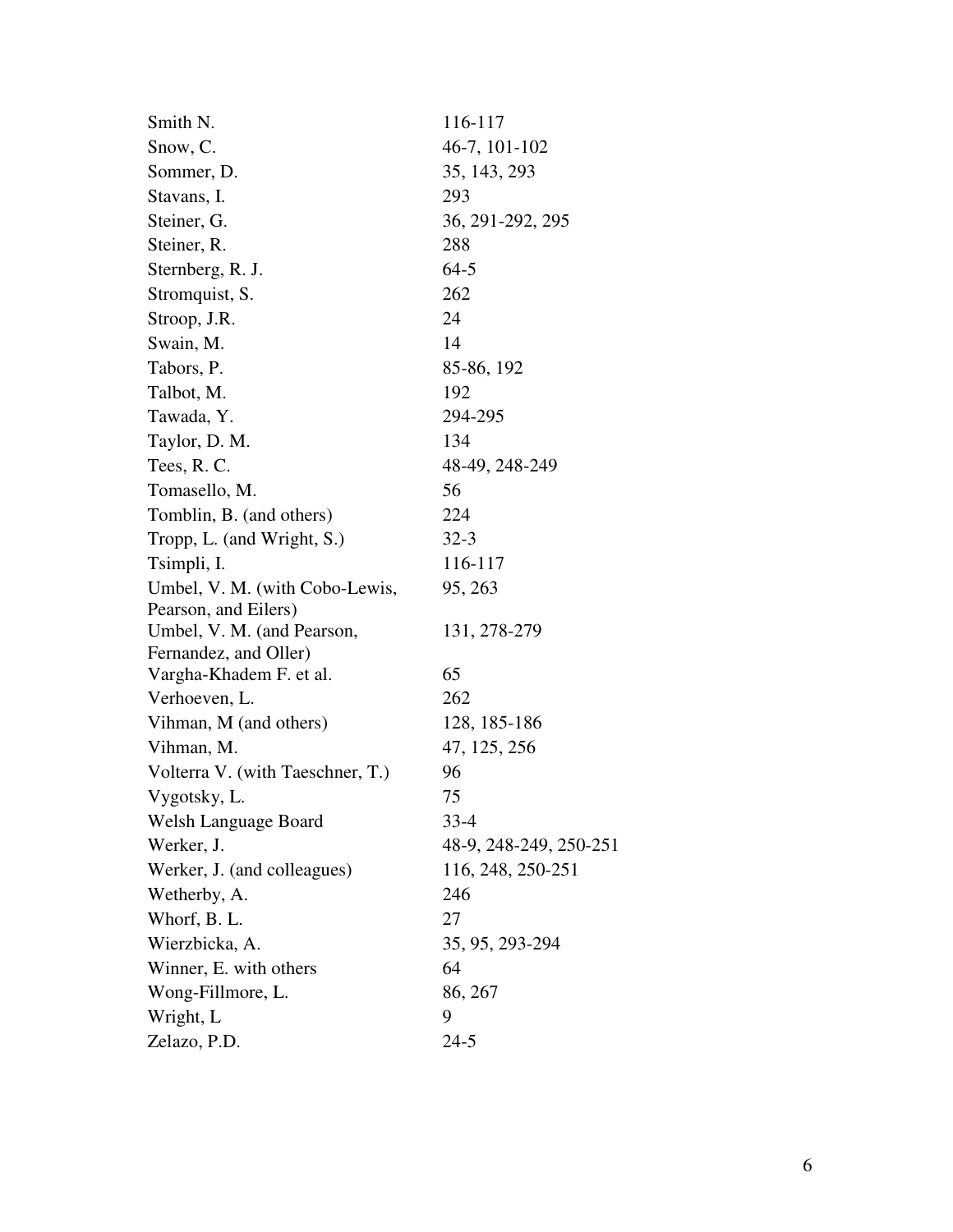| | |
|---|---|
| Smith N. | 116-117 |
| Snow, C. | 46-7, 101-102 |
| Sommer, D. | 35, 143, 293 |
| Stavans, I. | 293 |
| Steiner, G. | 36, 291-292, 295 |
| Steiner, R. | 288 |
| Sternberg, R. J. | 64-5 |
| Stromquist, S. | 262 |
| Stroop, J.R. | 24 |
| Swain, M. | 14 |
| Tabors, P. | 85-86, 192 |
| Talbot, M. | 192 |
| Tawada, Y. | 294-295 |
| Taylor, D. M. | 134 |
| Tees, R. C. | 48-49, 248-249 |
| Tomasello, M. | 56 |
| Tomblin, B. (and others) | 224 |
| Tropp, L. (and Wright, S.) | 32-3 |
| Tsimpli, I. | 116-117 |
| Umbel, V. M. (with Cobo-Lewis, Pearson, and Eilers) | 95, 263 |
| Umbel, V. M. (and Pearson, Fernandez, and Oller) | 131, 278-279 |
| Vargha-Khadem F. et al. | 65 |
| Verhoeven, L. | 262 |
| Vihman, M (and others) | 128, 185-186 |
| Vihman, M. | 47, 125, 256 |
| Volterra V. (with Taeschner, T.) | 96 |
| Vygotsky, L. | 75 |
| Welsh Language Board | 33-4 |
| Werker, J. | 48-9, 248-249, 250-251 |
| Werker, J. (and colleagues) | 116, 248, 250-251 |
| Wetherby, A. | 246 |
| Whorf, B. L. | 27 |
| Wierzbicka, A. | 35, 95, 293-294 |
| Winner, E. with others | 64 |
| Wong-Fillmore, L. | 86, 267 |
| Wright, L | 9 |
| Zelazo, P.D. | 24-5 |